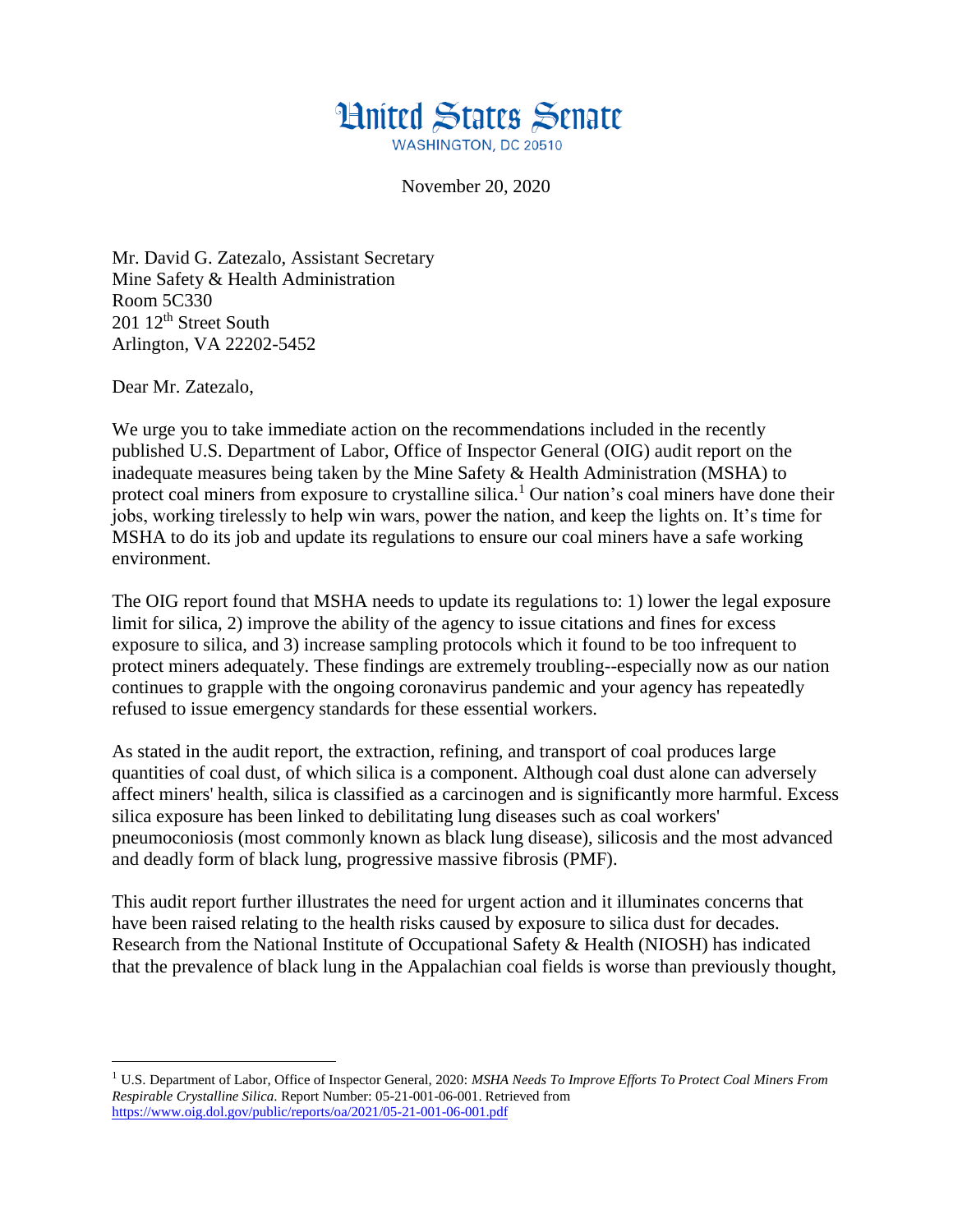# United States Senate

WASHINGTON, DC 20510

November 20, 2020

Mr. David G. Zatezalo, Assistant Secretary
Mine Safety & Health Administration
Room 5C330
201 12th Street South
Arlington, VA 22202-5452

Dear Mr. Zatezalo,

We urge you to take immediate action on the recommendations included in the recently published U.S. Department of Labor, Office of Inspector General (OIG) audit report on the inadequate measures being taken by the Mine Safety & Health Administration (MSHA) to protect coal miners from exposure to crystalline silica.[1] Our nation's coal miners have done their jobs, working tirelessly to help win wars, power the nation, and keep the lights on. It's time for MSHA to do its job and update its regulations to ensure our coal miners have a safe working environment.

The OIG report found that MSHA needs to update its regulations to: 1) lower the legal exposure limit for silica, 2) improve the ability of the agency to issue citations and fines for excess exposure to silica, and 3) increase sampling protocols which it found to be too infrequent to protect miners adequately. These findings are extremely troubling--especially now as our nation continues to grapple with the ongoing coronavirus pandemic and your agency has repeatedly refused to issue emergency standards for these essential workers.

As stated in the audit report, the extraction, refining, and transport of coal produces large quantities of coal dust, of which silica is a component. Although coal dust alone can adversely affect miners' health, silica is classified as a carcinogen and is significantly more harmful. Excess silica exposure has been linked to debilitating lung diseases such as coal workers' pneumoconiosis (most commonly known as black lung disease), silicosis and the most advanced and deadly form of black lung, progressive massive fibrosis (PMF).

This audit report further illustrates the need for urgent action and it illuminates concerns that have been raised relating to the health risks caused by exposure to silica dust for decades. Research from the National Institute of Occupational Safety & Health (NIOSH) has indicated that the prevalence of black lung in the Appalachian coal fields is worse than previously thought,

---

[1] U.S. Department of Labor, Office of Inspector General, 2020: *MSHA Needs To Improve Efforts To Protect Coal Miners From Respirable Crystalline Silica*. Report Number: 05-21-001-06-001. Retrieved from https://www.oig.dol.gov/public/reports/oa/2021/05-21-001-06-001.pdf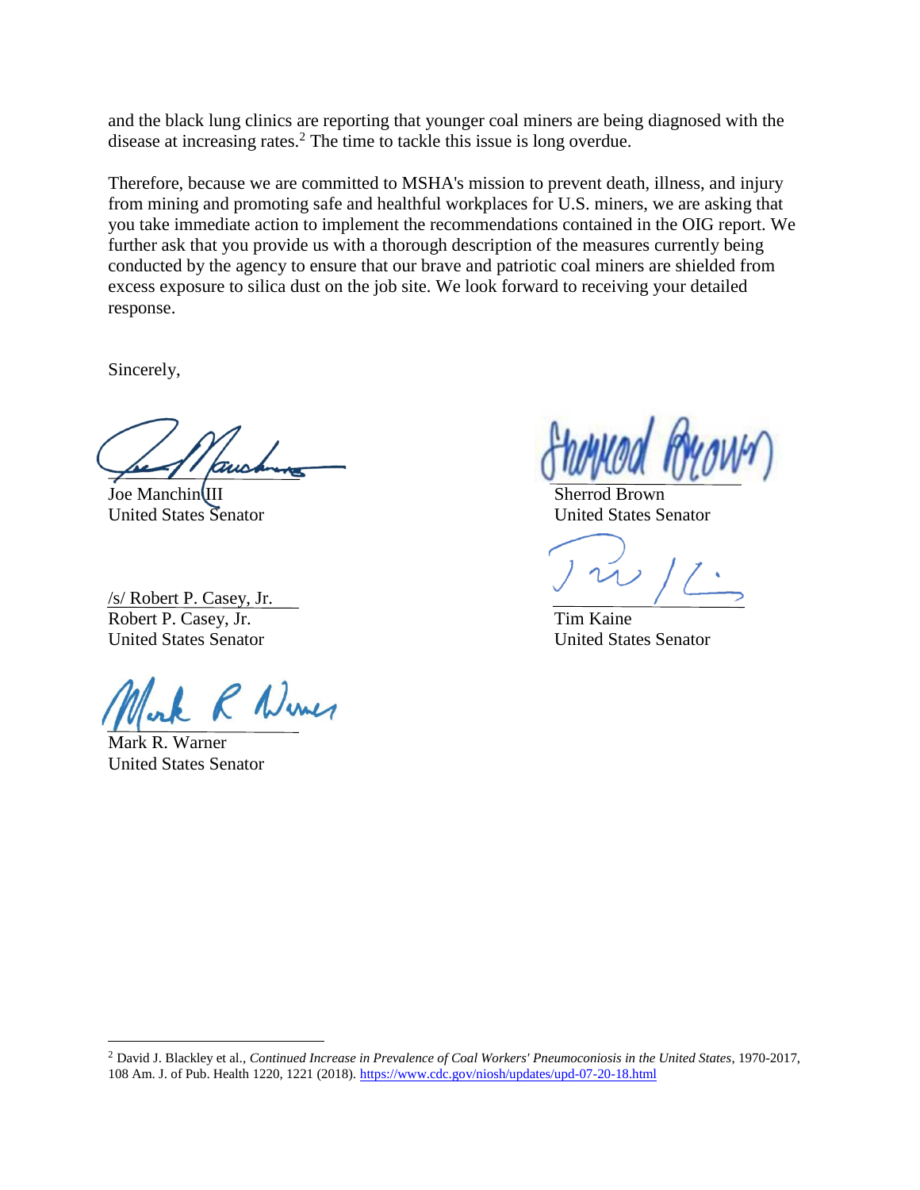and the black lung clinics are reporting that younger coal miners are being diagnosed with the disease at increasing rates.[2] The time to tackle this issue is long overdue.

Therefore, because we are committed to MSHA's mission to prevent death, illness, and injury from mining and promoting safe and healthful workplaces for U.S. miners, we are asking that you take immediate action to implement the recommendations contained in the OIG report. We further ask that you provide us with a thorough description of the measures currently being conducted by the agency to ensure that our brave and patriotic coal miners are shielded from excess exposure to silica dust on the job site. We look forward to receiving your detailed response.

Sincerely,

Joe Manchin III
United States Senator

Sherrod Brown
United States Senator

/s/ Robert P. Casey, Jr.
Robert P. Casey, Jr.
United States Senator

Tim Kaine
United States Senator

Mark R. Warner
United States Senator

---

[2] David J. Blackley et al., *Continued Increase in Prevalence of Coal Workers' Pneumoconiosis in the United States*, 1970-2017, 108 Am. J. of Pub. Health 1220, 1221 (2018). https://www.cdc.gov/niosh/updates/upd-07-20-18.html